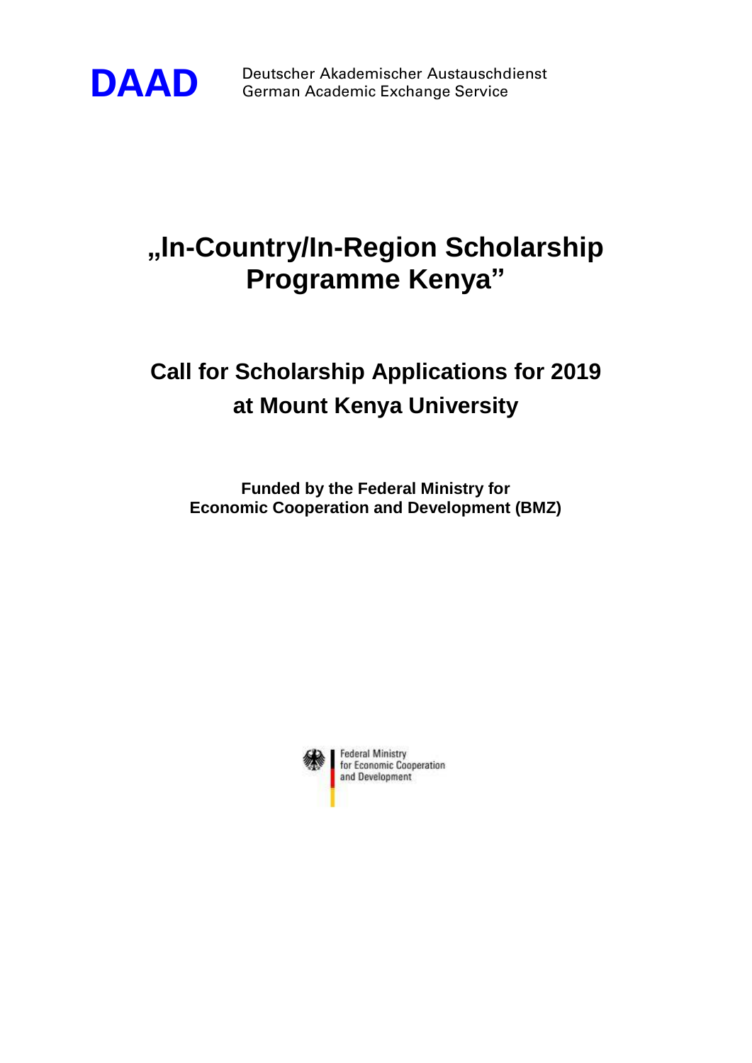**DAAD** Deutscher Akademischer Austauschdienst
German Academic Exchange Service

# „In-Country/In-Region Scholarship Programme Kenya"

## Call for Scholarship Applications for 2019 at Mount Kenya University

**Funded by the Federal Ministry for Economic Cooperation and Development (BMZ)**

Federal Ministry
for Economic Cooperation
and Development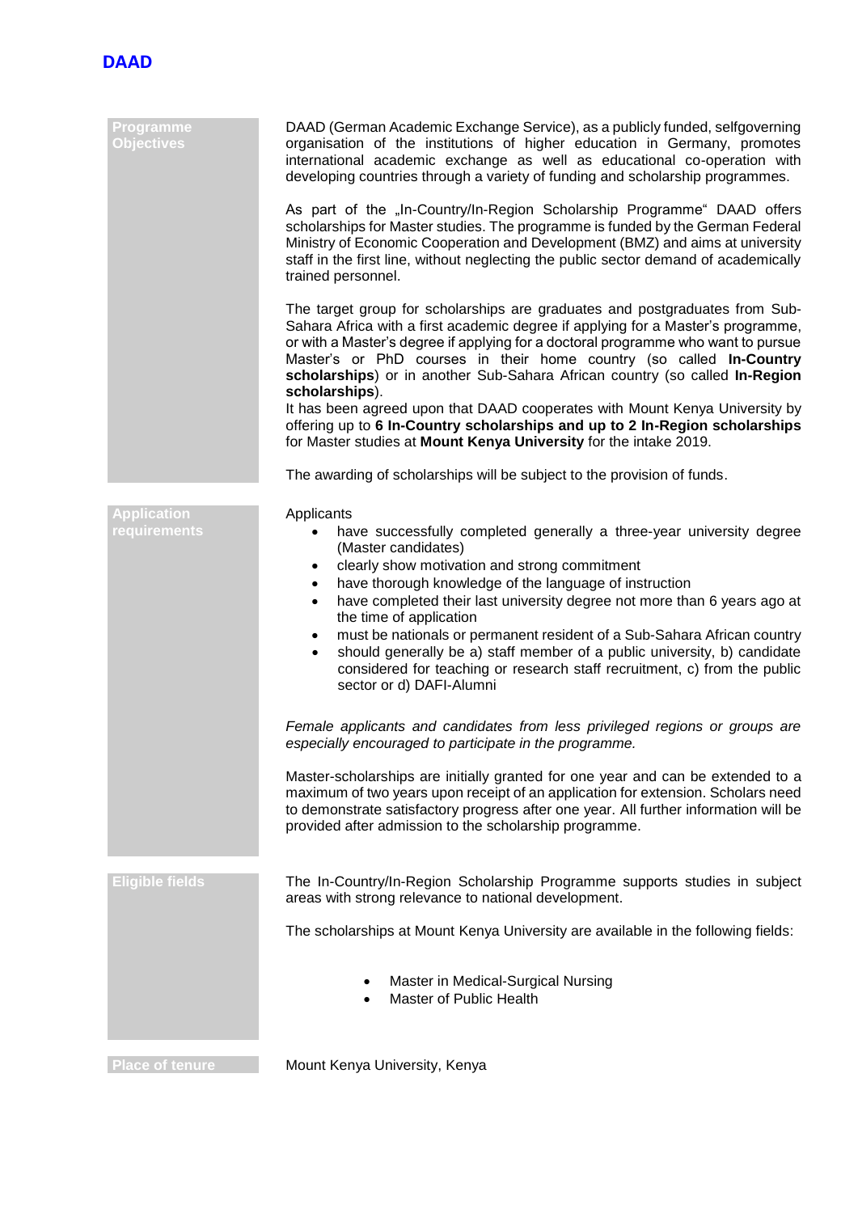# DAAD

## Programme Objectives

DAAD (German Academic Exchange Service), as a publicly funded, selfgoverning organisation of the institutions of higher education in Germany, promotes international academic exchange as well as educational co-operation with developing countries through a variety of funding and scholarship programmes.

As part of the „In-Country/In-Region Scholarship Programme" DAAD offers scholarships for Master studies. The programme is funded by the German Federal Ministry of Economic Cooperation and Development (BMZ) and aims at university staff in the first line, without neglecting the public sector demand of academically trained personnel.

The target group for scholarships are graduates and postgraduates from Sub-Sahara Africa with a first academic degree if applying for a Master's programme, or with a Master's degree if applying for a doctoral programme who want to pursue Master's or PhD courses in their home country (so called **In-Country scholarships**) or in another Sub-Sahara African country (so called **In-Region scholarships**).

It has been agreed upon that DAAD cooperates with Mount Kenya University by offering up to **6 In-Country scholarships and up to 2 In-Region scholarships** for Master studies at **Mount Kenya University** for the intake 2019.

The awarding of scholarships will be subject to the provision of funds.

## Application requirements

Applicants

- have successfully completed generally a three-year university degree (Master candidates)
- clearly show motivation and strong commitment
- have thorough knowledge of the language of instruction
- have completed their last university degree not more than 6 years ago at the time of application
- must be nationals or permanent resident of a Sub-Sahara African country
- should generally be a) staff member of a public university, b) candidate considered for teaching or research staff recruitment, c) from the public sector or d) DAFI-Alumni

*Female applicants and candidates from less privileged regions or groups are especially encouraged to participate in the programme.*

Master-scholarships are initially granted for one year and can be extended to a maximum of two years upon receipt of an application for extension. Scholars need to demonstrate satisfactory progress after one year. All further information will be provided after admission to the scholarship programme.

## Eligible fields

The In-Country/In-Region Scholarship Programme supports studies in subject areas with strong relevance to national development.

The scholarships at Mount Kenya University are available in the following fields:

- Master in Medical-Surgical Nursing
- Master of Public Health

## Place of tenure

Mount Kenya University, Kenya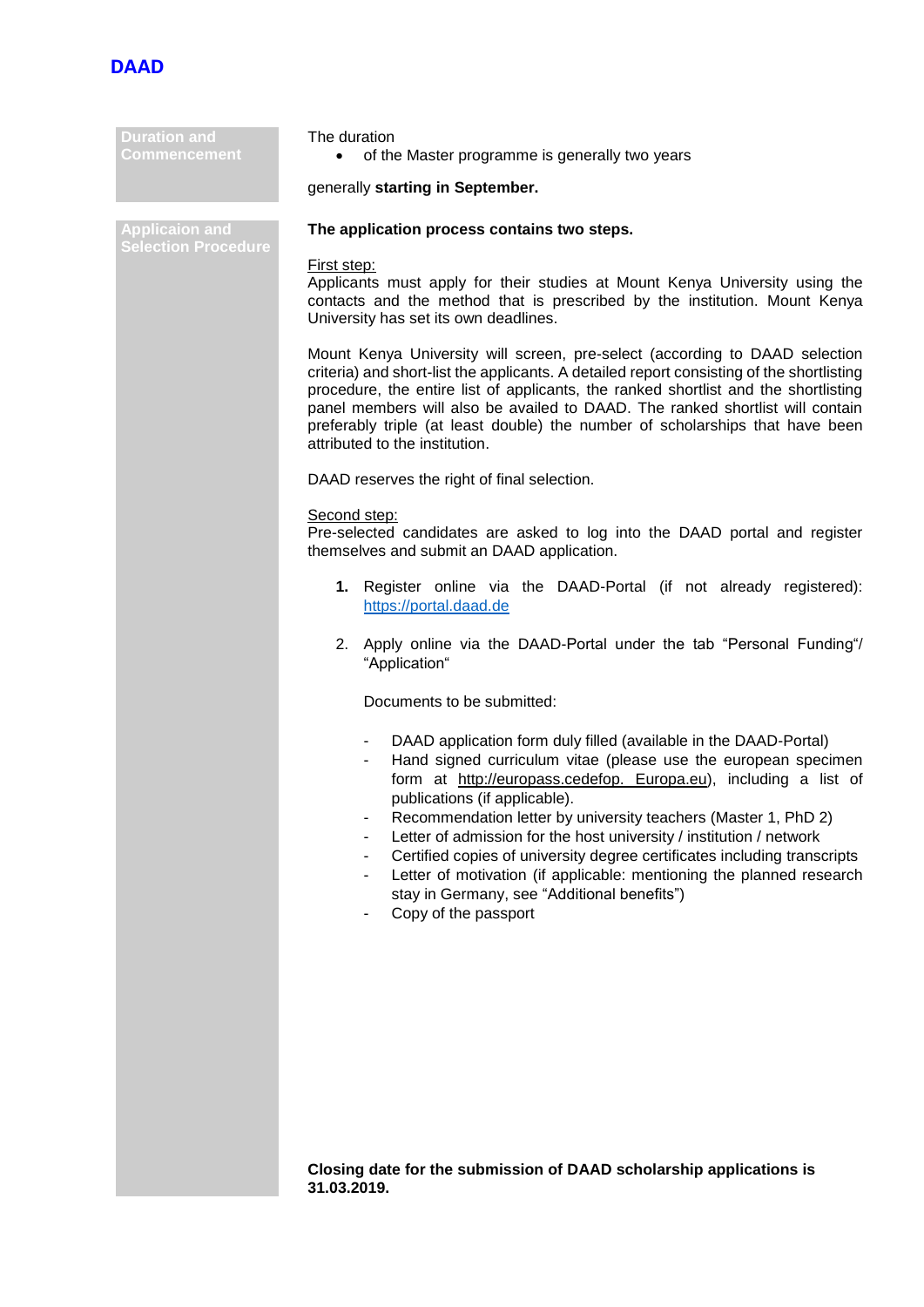| Duration and Commencement | The duration<br>• of the Master programme is generally two years<br><br>generally **starting in September.** |
|---|---|
| Applicaion and Selection Procedure | **The application process contains two steps.**<br><br>First step:<br>Applicants must apply for their studies at Mount Kenya University using the contacts and the method that is prescribed by the institution. Mount Kenya University has set its own deadlines.<br><br>Mount Kenya University will screen, pre-select (according to DAAD selection criteria) and short-list the applicants. A detailed report consisting of the shortlisting procedure, the entire list of applicants, the ranked shortlist and the shortlisting panel members will also be availed to DAAD. The ranked shortlist will contain preferably triple (at least double) the number of scholarships that have been attributed to the institution.<br><br>DAAD reserves the right of final selection.<br><br>Second step:<br>Pre-selected candidates are asked to log into the DAAD portal and register themselves and submit an DAAD application.<br><br>**1.** Register online via the DAAD-Portal (if not already registered): https://portal.daad.de<br><br>2. Apply online via the DAAD-Portal under the tab "Personal Funding"/ "Application"<br><br>Documents to be submitted:<br><br>- DAAD application form duly filled (available in the DAAD-Portal)<br>- Hand signed curriculum vitae (please use the european specimen form at http://europass.cedefop. Europa.eu), including a list of publications (if applicable).<br>- Recommendation letter by university teachers (Master 1, PhD 2)<br>- Letter of admission for the host university / institution / network<br>- Certified copies of university degree certificates including transcripts<br>- Letter of motivation (if applicable: mentioning the planned research stay in Germany, see "Additional benefits")<br>- Copy of the passport<br><br>**Closing date for the submission of DAAD scholarship applications is 31.03.2019.** |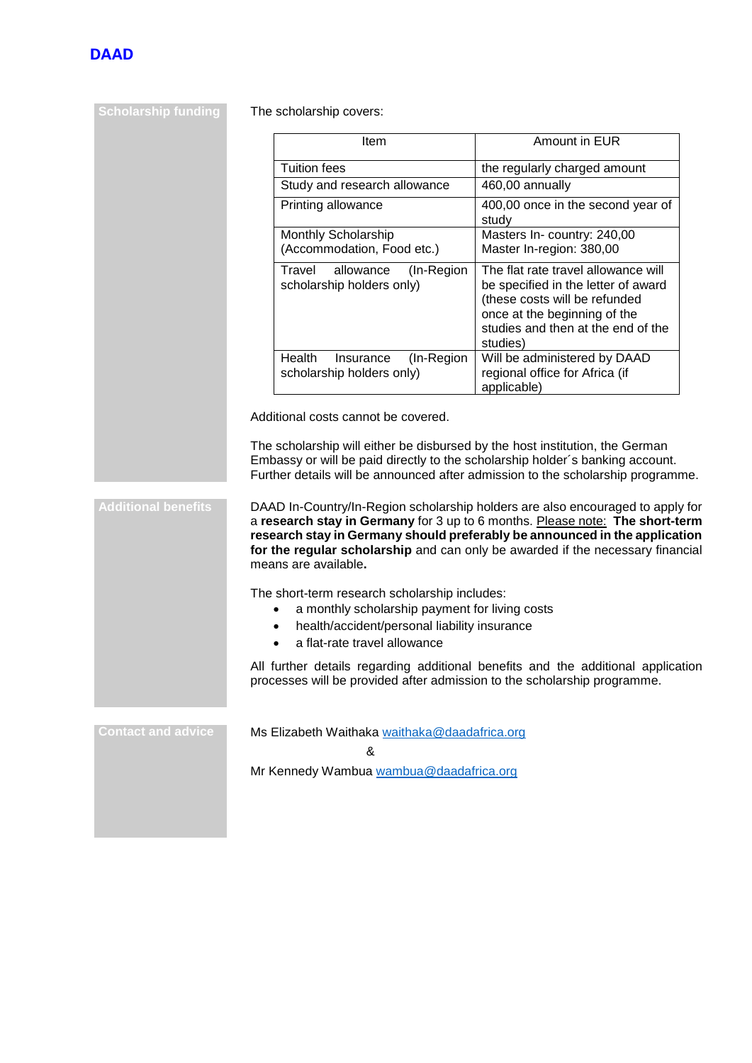## Scholarship funding

The scholarship covers:

| Item | Amount in EUR |
|---|---|
| Tuition fees | the regularly charged amount |
| Study and research allowance | 460,00 annually |
| Printing allowance | 400,00 once in the second year of study |
| Monthly Scholarship (Accommodation, Food etc.) | Masters In- country: 240,00<br>Master In-region: 380,00 |
| Travel allowance (In-Region scholarship holders only) | The flat rate travel allowance will be specified in the letter of award (these costs will be refunded once at the beginning of the studies and then at the end of the studies) |
| Health Insurance (In-Region scholarship holders only) | Will be administed by DAAD regional office for Africa (if applicable) |

Additional costs cannot be covered.

The scholarship will either be disbursed by the host institution, the German Embassy or will be paid directly to the scholarship holder´s banking account. Further details will be announced after admission to the scholarship programme.

## Additional benefits

DAAD In-Country/In-Region scholarship holders are also encouraged to apply for a **research stay in Germany** for 3 up to 6 months. Please note: **The short-term research stay in Germany should preferably be announced in the application for the regular scholarship** and can only be awarded if the necessary financial means are available**.**

The short-term research scholarship includes:

- a monthly scholarship payment for living costs
- health/accident/personal liability insurance
- a flat-rate travel allowance

All further details regarding additional benefits and the additional application processes will be provided after admission to the scholarship programme.

## Contact and advice

Ms Elizabeth Waithaka waithaka@daadafrica.org

&

Mr Kennedy Wambua wambua@daadafrica.org